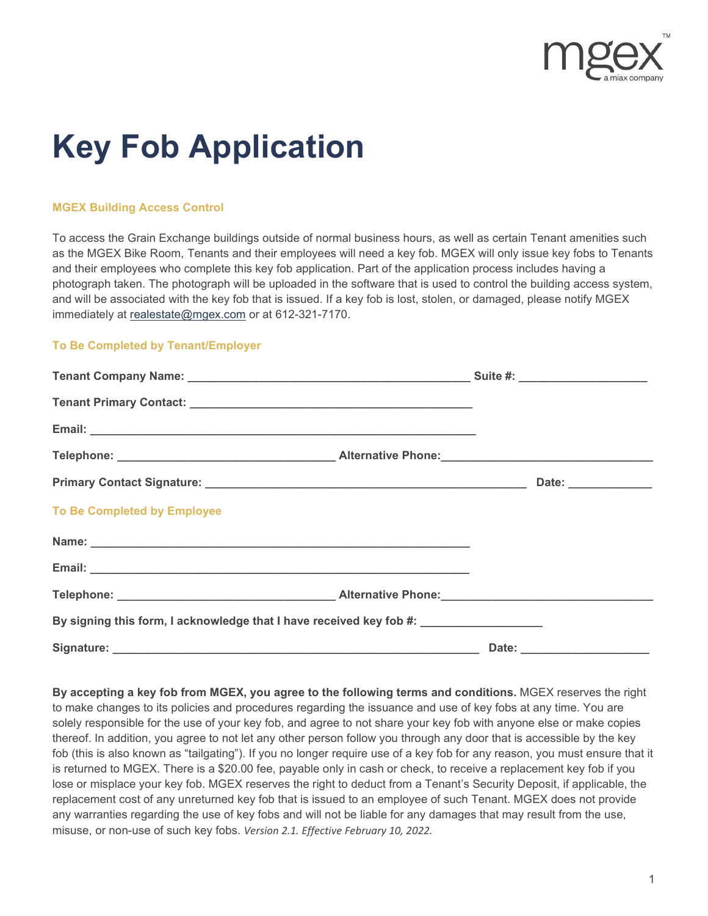mgex™
a miax company

# Key Fob Application

### MGEX Building Access Control

To access the Grain Exchange buildings outside of normal business hours, as well as certain Tenant amenities such as the MGEX Bike Room, Tenants and their employees will need a key fob. MGEX will only issue key fobs to Tenants and their employees who complete this key fob application. Part of the application process includes having a photograph taken. The photograph will be uploaded in the software that is used to control the building access system, and will be associated with the key fob that is issued. If a key fob is lost, stolen, or damaged, please notify MGEX immediately at realestate@mgex.com or at 612-321-7170.

### To Be Completed by Tenant/Employer

**Tenant Company Name:** ____________________________________________ **Suite #:** ____________________

**Tenant Primary Contact:** ____________________________________________

**Email:** ____________________________________________________________

**Telephone:** _________________________________ **Alternative Phone:**_________________________________

**Primary Contact Signature:** __________________________________________________ **Date:** _____________

### To Be Completed by Employee

**Name:** ___________________________________________________________

**Email:** ___________________________________________________________

**Telephone:** _________________________________ **Alternative Phone:**_________________________________

**By signing this form, I acknowledge that I have received key fob #:** __________________

**Signature:** _________________________________________________________ **Date:** ____________________

**By accepting a key fob from MGEX, you agree to the following terms and conditions.** MGEX reserves the right to make changes to its policies and procedures regarding the issuance and use of key fobs at any time. You are solely responsible for the use of your key fob, and agree to not share your key fob with anyone else or make copies thereof. In addition, you agree to not let any other person follow you through any door that is accessible by the key fob (this is also known as "tailgating"). If you no longer require use of a key fob for any reason, you must ensure that it is returned to MGEX. There is a $20.00 fee, payable only in cash or check, to receive a replacement key fob if you lose or misplace your key fob. MGEX reserves the right to deduct from a Tenant's Security Deposit, if applicable, the replacement cost of any unreturned key fob that is issued to an employee of such Tenant. MGEX does not provide any warranties regarding the use of key fobs and will not be liable for any damages that may result from the use, misuse, or non-use of such key fobs. *Version 2.1. Effective February 10, 2022.*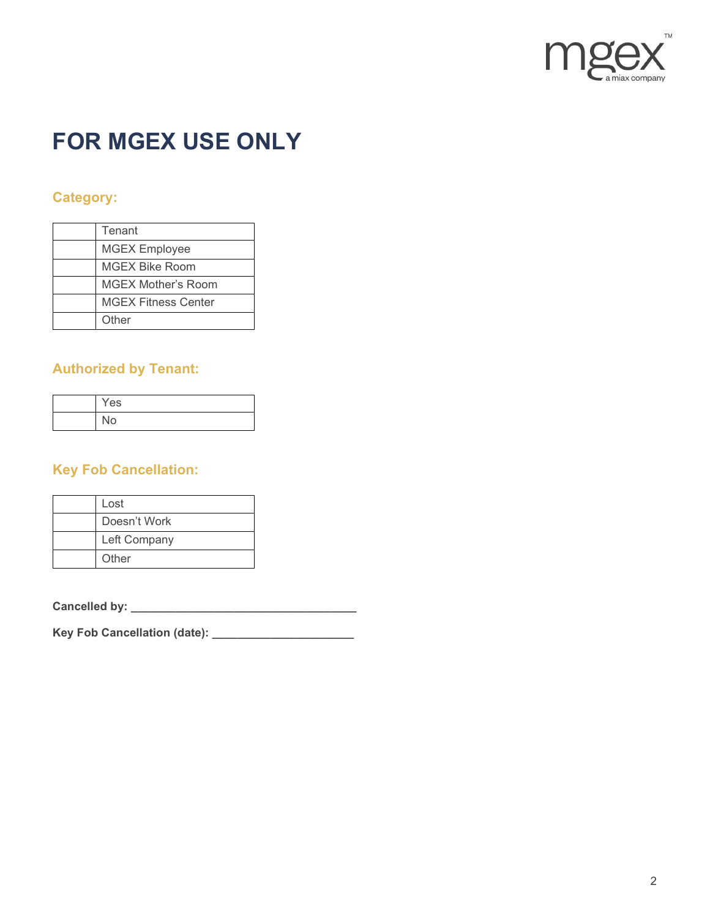# FOR MGEX USE ONLY

### Category:

| | |
|---|---|
| | Tenant |
| | MGEX Employee |
| | MGEX Bike Room |
| | MGEX Mother's Room |
| | MGEX Fitness Center |
| | Other |

### Authorized by Tenant:

| | |
|---|---|
| | Yes |
| | No |

### Key Fob Cancellation:

| | |
|---|---|
| | Lost |
| | Doesn't Work |
| | Left Company |
| | Other |

**Cancelled by:** ___________________________________

**Key Fob Cancellation (date):** ______________________